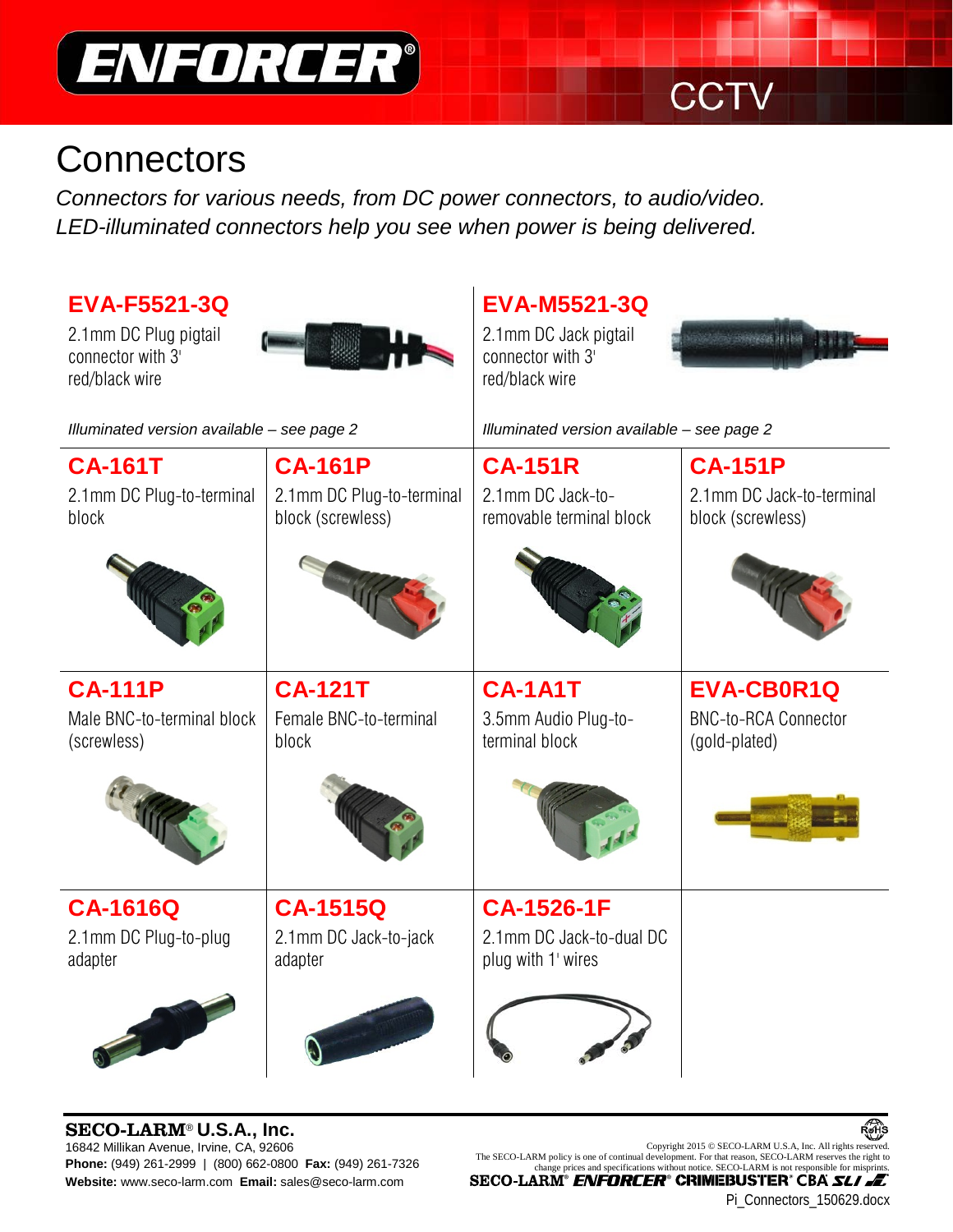# Connectors

*Connectors for various needs, from DC power connectors, to audio/video.*
*LED-illuminated connectors help you see when power is being delivered.*

## EVA-F5521-3Q

2.1mm DC Plug pigtail connector with 3' red/black wire

*Illuminated version available – see page 2*

## EVA-M5521-3Q

2.1mm DC Jack pigtail connector with 3' red/black wire

*Illuminated version available – see page 2*

## CA-161T

2.1mm DC Plug-to-terminal block

## CA-161P

2.1mm DC Plug-to-terminal block (screwless)

## CA-151R

2.1mm DC Jack-to-removable terminal block

## CA-151P

2.1mm DC Jack-to-terminal block (screwless)

## CA-111P

Male BNC-to-terminal block (screwless)

## CA-121T

Female BNC-to-terminal block

## CA-1A1T

3.5mm Audio Plug-to-terminal block

## EVA-CB0R1Q

BNC-to-RCA Connector (gold-plated)

## CA-1616Q

2.1mm DC Plug-to-plug adapter

## CA-1515Q

2.1mm DC Jack-to-jack adapter

## CA-1526-1F

2.1mm DC Jack-to-dual DC plug with 1' wires

---

**SECO-LARM® U.S.A., Inc.**
16842 Millikan Avenue, Irvine, CA, 92606
**Phone:** (949) 261-2999 | (800) 662-0800 **Fax:** (949) 261-7326
**Website:** www.seco-larm.com **Email:** sales@seco-larm.com

Copyright 2015 © SECO-LARM U.S.A, Inc. All rights reserved.
The SECO-LARM policy is one of continual development. For that reason, SECO-LARM reserves the right to change prices and specifications without notice. SECO-LARM is not responsible for misprints.

Pi_Connectors_150629.docx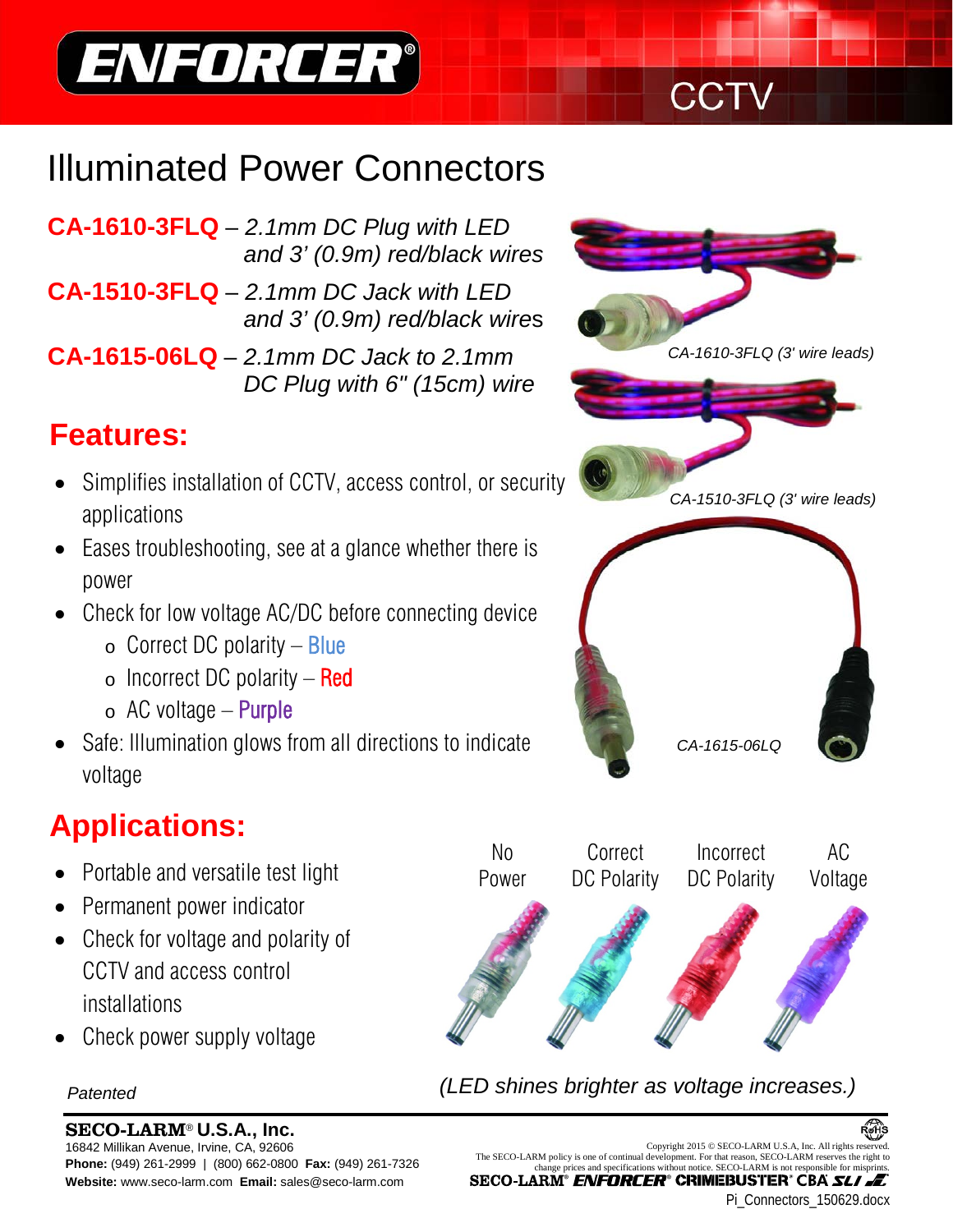ENFORCER®

CCTV

# Illuminated Power Connectors

**CA-1610-3FLQ** – *2.1mm DC Plug with LED and 3' (0.9m) red/black wires*

**CA-1510-3FLQ** – *2.1mm DC Jack with LED and 3' (0.9m) red/black wires*

**CA-1615-06LQ** – *2.1mm DC Jack to 2.1mm DC Plug with 6" (15cm) wire*

*CA-1610-3FLQ (3' wire leads)*

*CA-1510-3FLQ (3' wire leads)*

*CA-1615-06LQ*

## Features:

- Simplifies installation of CCTV, access control, or security applications
- Eases troubleshooting, see at a glance whether there is power
- Check for low voltage AC/DC before connecting device
  - Correct DC polarity – Blue
  - Incorrect DC polarity – Red
  - AC voltage – Purple
- Safe: Illumination glows from all directions to indicate voltage

## Applications:

- Portable and versatile test light
- Permanent power indicator
- Check for voltage and polarity of CCTV and access control installations
- Check power supply voltage

No Power

Correct DC Polarity

Incorrect DC Polarity

AC Voltage

*(LED shines brighter as voltage increases.)*

*Patented*

**SECO-LARM® U.S.A., Inc.**
16842 Millikan Avenue, Irvine, CA, 92606
**Phone:** (949) 261-2999 | (800) 662-0800 **Fax:** (949) 261-7326
**Website:** www.seco-larm.com **Email:** sales@seco-larm.com

Copyright 2015 © SECO-LARM U.S.A, Inc. All rights reserved.
The SECO-LARM policy is one of continual development. For that reason, SECO-LARM reserves the right to change prices and specifications without notice. SECO-LARM is not responsible for misprints.

SECO-LARM® ENFORCER® CRIMEBUSTER® CBA SLI

Pi_Connectors_150629.docx